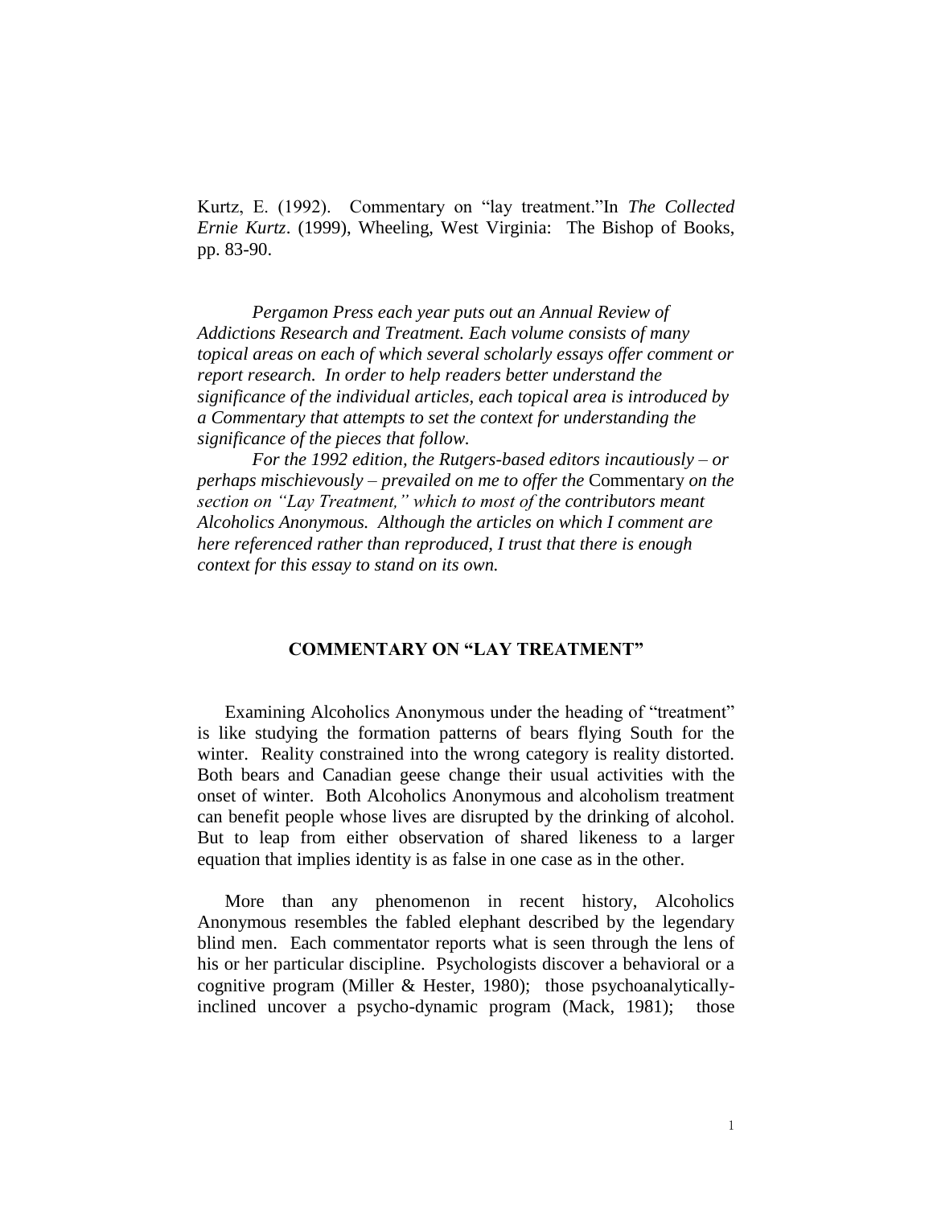Kurtz, E. (1992). Commentary on "lay treatment."In *The Collected Ernie Kurtz*. (1999), Wheeling, West Virginia: The Bishop of Books, pp. 83-90.

*Pergamon Press each year puts out an Annual Review of Addictions Research and Treatment. Each volume consists of many topical areas on each of which several scholarly essays offer comment or report research. In order to help readers better understand the significance of the individual articles, each topical area is introduced by a Commentary that attempts to set the context for understanding the significance of the pieces that follow.*

*For the 1992 edition, the Rutgers-based editors incautiously – or perhaps mischievously – prevailed on me to offer the* Commentary *on the section on "Lay Treatment," which to most of the contributors meant Alcoholics Anonymous. Although the articles on which I comment are here referenced rather than reproduced, I trust that there is enough context for this essay to stand on its own.*

## COMMENTARY ON "LAY TREATMENT"

Examining Alcoholics Anonymous under the heading of "treatment" is like studying the formation patterns of bears flying South for the winter. Reality constrained into the wrong category is reality distorted. Both bears and Canadian geese change their usual activities with the onset of winter. Both Alcoholics Anonymous and alcoholism treatment can benefit people whose lives are disrupted by the drinking of alcohol. But to leap from either observation of shared likeness to a larger equation that implies identity is as false in one case as in the other.

More than any phenomenon in recent history, Alcoholics Anonymous resembles the fabled elephant described by the legendary blind men. Each commentator reports what is seen through the lens of his or her particular discipline. Psychologists discover a behavioral or a cognitive program (Miller & Hester, 1980); those psychoanalytically-inclined uncover a psycho-dynamic program (Mack, 1981); those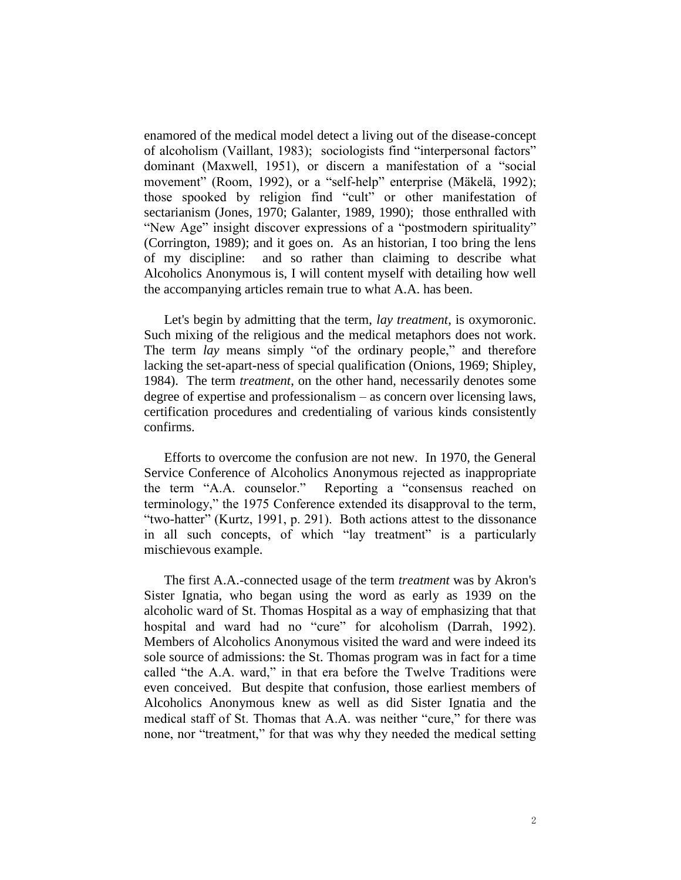enamored of the medical model detect a living out of the disease-concept of alcoholism (Vaillant, 1983); sociologists find "interpersonal factors" dominant (Maxwell, 1951), or discern a manifestation of a "social movement" (Room, 1992), or a "self-help" enterprise (Mäkelä, 1992); those spooked by religion find "cult" or other manifestation of sectarianism (Jones, 1970; Galanter, 1989, 1990); those enthralled with "New Age" insight discover expressions of a "postmodern spirituality" (Corrington, 1989); and it goes on. As an historian, I too bring the lens of my discipline: and so rather than claiming to describe what Alcoholics Anonymous is, I will content myself with detailing how well the accompanying articles remain true to what A.A. has been.

Let's begin by admitting that the term, *lay treatment*, is oxymoronic. Such mixing of the religious and the medical metaphors does not work. The term *lay* means simply "of the ordinary people," and therefore lacking the set-apart-ness of special qualification (Onions, 1969; Shipley, 1984). The term *treatment*, on the other hand, necessarily denotes some degree of expertise and professionalism – as concern over licensing laws, certification procedures and credentialing of various kinds consistently confirms.

Efforts to overcome the confusion are not new. In 1970, the General Service Conference of Alcoholics Anonymous rejected as inappropriate the term "A.A. counselor." Reporting a "consensus reached on terminology," the 1975 Conference extended its disapproval to the term, "two-hatter" (Kurtz, 1991, p. 291). Both actions attest to the dissonance in all such concepts, of which "lay treatment" is a particularly mischievous example.

The first A.A.-connected usage of the term *treatment* was by Akron's Sister Ignatia, who began using the word as early as 1939 on the alcoholic ward of St. Thomas Hospital as a way of emphasizing that that hospital and ward had no "cure" for alcoholism (Darrah, 1992). Members of Alcoholics Anonymous visited the ward and were indeed its sole source of admissions: the St. Thomas program was in fact for a time called "the A.A. ward," in that era before the Twelve Traditions were even conceived. But despite that confusion, those earliest members of Alcoholics Anonymous knew as well as did Sister Ignatia and the medical staff of St. Thomas that A.A. was neither "cure," for there was none, nor "treatment," for that was why they needed the medical setting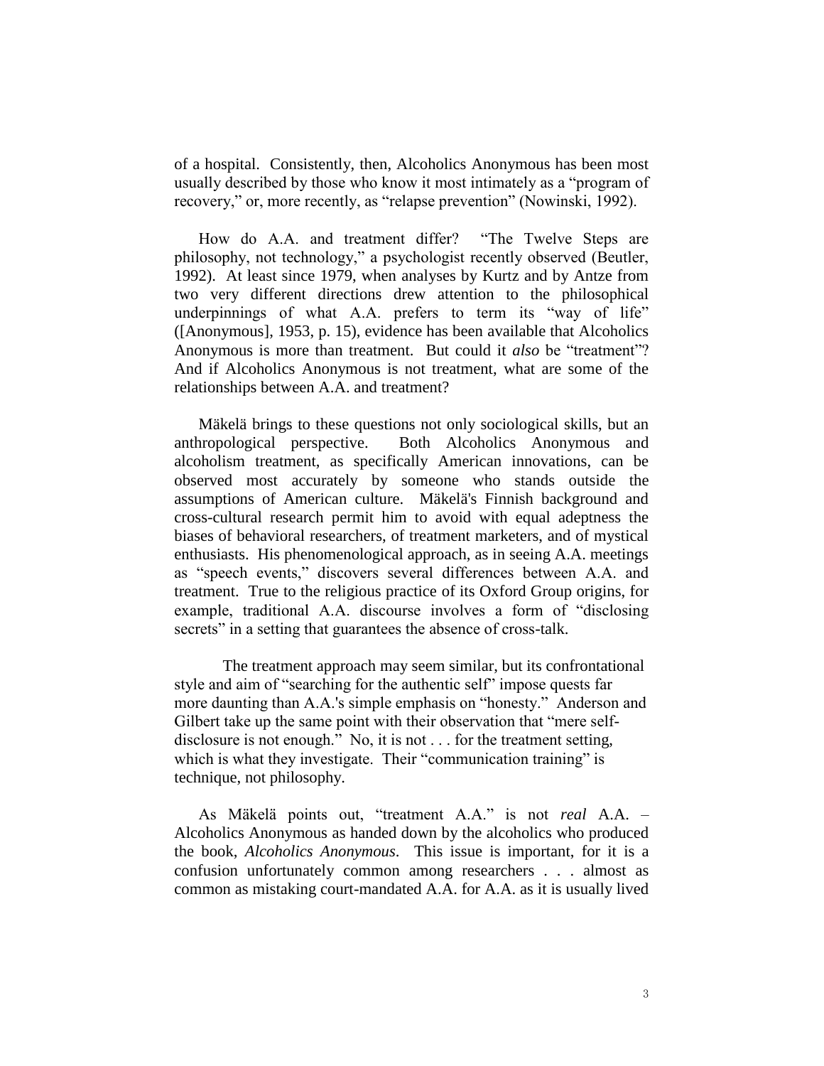of a hospital. Consistently, then, Alcoholics Anonymous has been most usually described by those who know it most intimately as a "program of recovery," or, more recently, as "relapse prevention" (Nowinski, 1992).

How do A.A. and treatment differ? "The Twelve Steps are philosophy, not technology," a psychologist recently observed (Beutler, 1992). At least since 1979, when analyses by Kurtz and by Antze from two very different directions drew attention to the philosophical underpinnings of what A.A. prefers to term its "way of life" ([Anonymous], 1953, p. 15), evidence has been available that Alcoholics Anonymous is more than treatment. But could it *also* be "treatment"? And if Alcoholics Anonymous is not treatment, what are some of the relationships between A.A. and treatment?

Mäkelä brings to these questions not only sociological skills, but an anthropological perspective. Both Alcoholics Anonymous and alcoholism treatment, as specifically American innovations, can be observed most accurately by someone who stands outside the assumptions of American culture. Mäkelä's Finnish background and cross-cultural research permit him to avoid with equal adeptness the biases of behavioral researchers, of treatment marketers, and of mystical enthusiasts. His phenomenological approach, as in seeing A.A. meetings as "speech events," discovers several differences between A.A. and treatment. True to the religious practice of its Oxford Group origins, for example, traditional A.A. discourse involves a form of "disclosing secrets" in a setting that guarantees the absence of cross-talk.

The treatment approach may seem similar, but its confrontational style and aim of "searching for the authentic self" impose quests far more daunting than A.A.'s simple emphasis on "honesty." Anderson and Gilbert take up the same point with their observation that "mere self-disclosure is not enough." No, it is not . . . for the treatment setting, which is what they investigate. Their "communication training" is technique, not philosophy.

As Mäkelä points out, "treatment A.A." is not *real* A.A. – Alcoholics Anonymous as handed down by the alcoholics who produced the book, *Alcoholics Anonymous*. This issue is important, for it is a confusion unfortunately common among researchers . . . almost as common as mistaking court-mandated A.A. for A.A. as it is usually lived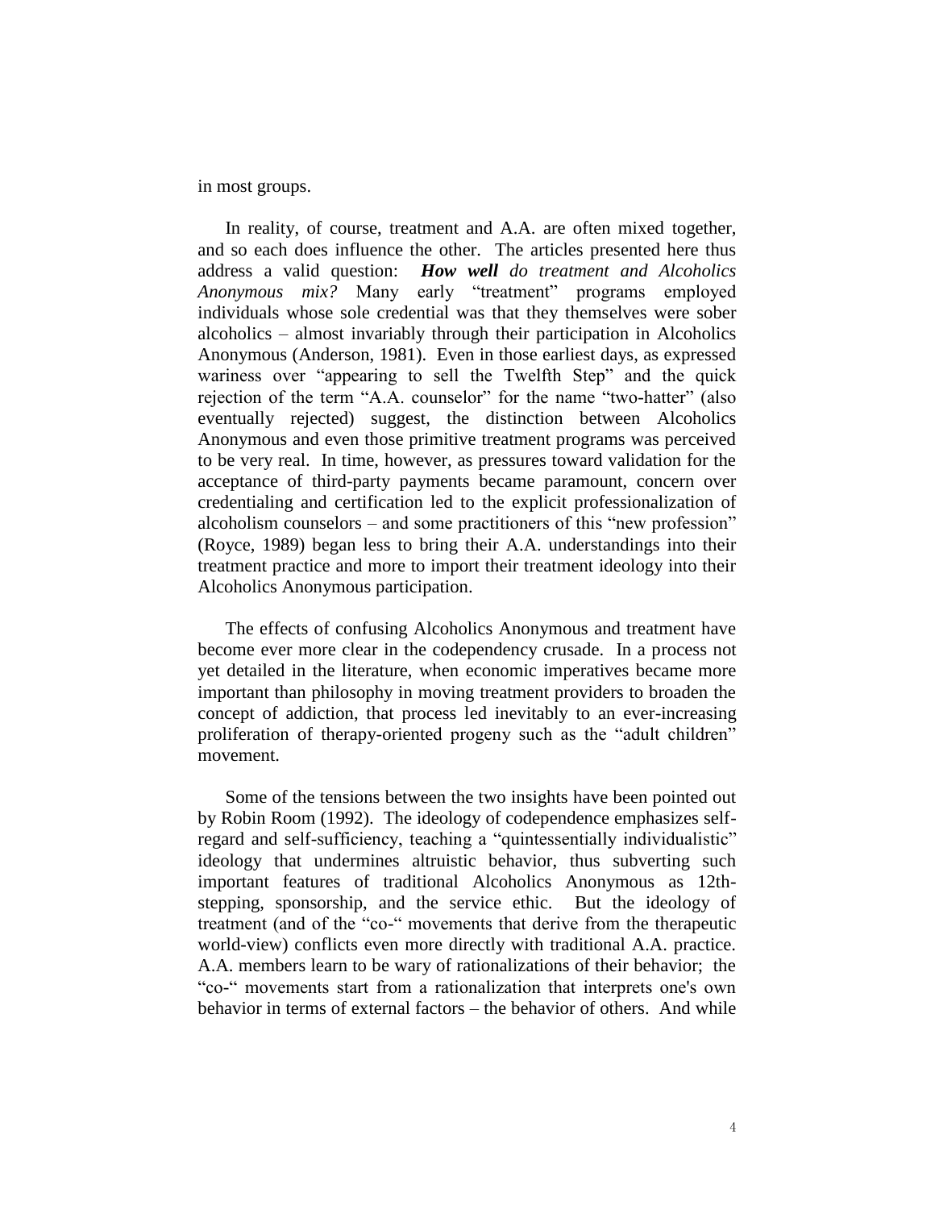in most groups.

In reality, of course, treatment and A.A. are often mixed together, and so each does influence the other. The articles presented here thus address a valid question: ***How well** do treatment and Alcoholics Anonymous mix?* Many early "treatment" programs employed individuals whose sole credential was that they themselves were sober alcoholics – almost invariably through their participation in Alcoholics Anonymous (Anderson, 1981). Even in those earliest days, as expressed wariness over "appearing to sell the Twelfth Step" and the quick rejection of the term "A.A. counselor" for the name "two-hatter" (also eventually rejected) suggest, the distinction between Alcoholics Anonymous and even those primitive treatment programs was perceived to be very real. In time, however, as pressures toward validation for the acceptance of third-party payments became paramount, concern over credentialing and certification led to the explicit professionalization of alcoholism counselors – and some practitioners of this "new profession" (Royce, 1989) began less to bring their A.A. understandings into their treatment practice and more to import their treatment ideology into their Alcoholics Anonymous participation.

The effects of confusing Alcoholics Anonymous and treatment have become ever more clear in the codependency crusade. In a process not yet detailed in the literature, when economic imperatives became more important than philosophy in moving treatment providers to broaden the concept of addiction, that process led inevitably to an ever-increasing proliferation of therapy-oriented progeny such as the "adult children" movement.

Some of the tensions between the two insights have been pointed out by Robin Room (1992). The ideology of codependence emphasizes self-regard and self-sufficiency, teaching a "quintessentially individualistic" ideology that undermines altruistic behavior, thus subverting such important features of traditional Alcoholics Anonymous as 12th-stepping, sponsorship, and the service ethic. But the ideology of treatment (and of the "co-" movements that derive from the therapeutic world-view) conflicts even more directly with traditional A.A. practice. A.A. members learn to be wary of rationalizations of their behavior; the "co-" movements start from a rationalization that interprets one's own behavior in terms of external factors – the behavior of others. And while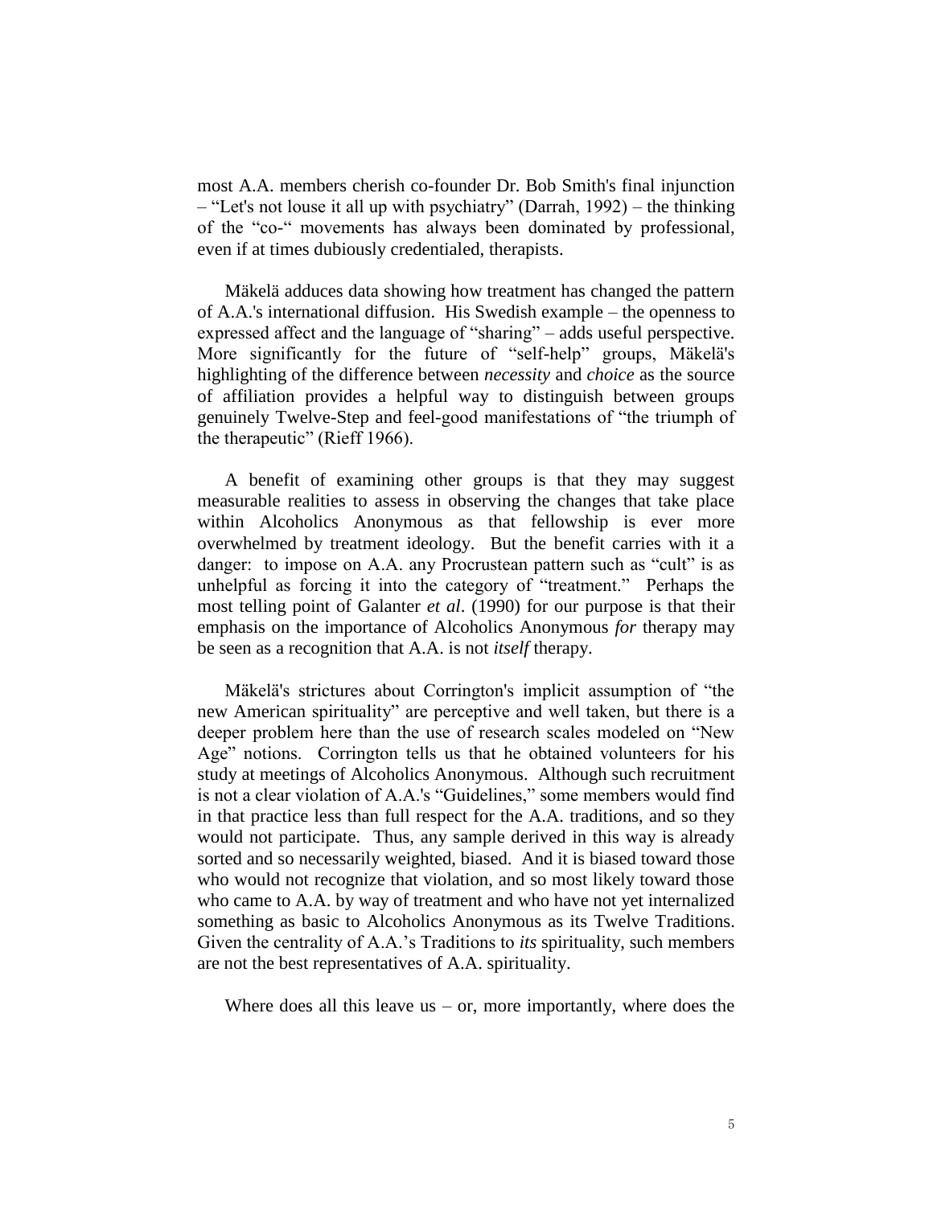most A.A. members cherish co-founder Dr. Bob Smith's final injunction – "Let's not louse it all up with psychiatry" (Darrah, 1992) – the thinking of the "co-" movements has always been dominated by professional, even if at times dubiously credentialed, therapists.

Mäkelä adduces data showing how treatment has changed the pattern of A.A.'s international diffusion. His Swedish example – the openness to expressed affect and the language of "sharing" – adds useful perspective. More significantly for the future of "self-help" groups, Mäkelä's highlighting of the difference between *necessity* and *choice* as the source of affiliation provides a helpful way to distinguish between groups genuinely Twelve-Step and feel-good manifestations of "the triumph of the therapeutic" (Rieff 1966).

A benefit of examining other groups is that they may suggest measurable realities to assess in observing the changes that take place within Alcoholics Anonymous as that fellowship is ever more overwhelmed by treatment ideology. But the benefit carries with it a danger: to impose on A.A. any Procrustean pattern such as "cult" is as unhelpful as forcing it into the category of "treatment." Perhaps the most telling point of Galanter *et al*. (1990) for our purpose is that their emphasis on the importance of Alcoholics Anonymous *for* therapy may be seen as a recognition that A.A. is not *itself* therapy.

Mäkelä's strictures about Corrington's implicit assumption of "the new American spirituality" are perceptive and well taken, but there is a deeper problem here than the use of research scales modeled on "New Age" notions. Corrington tells us that he obtained volunteers for his study at meetings of Alcoholics Anonymous. Although such recruitment is not a clear violation of A.A.'s "Guidelines," some members would find in that practice less than full respect for the A.A. traditions, and so they would not participate. Thus, any sample derived in this way is already sorted and so necessarily weighted, biased. And it is biased toward those who would not recognize that violation, and so most likely toward those who came to A.A. by way of treatment and who have not yet internalized something as basic to Alcoholics Anonymous as its Twelve Traditions. Given the centrality of A.A.'s Traditions to *its* spirituality, such members are not the best representatives of A.A. spirituality.

Where does all this leave us – or, more importantly, where does the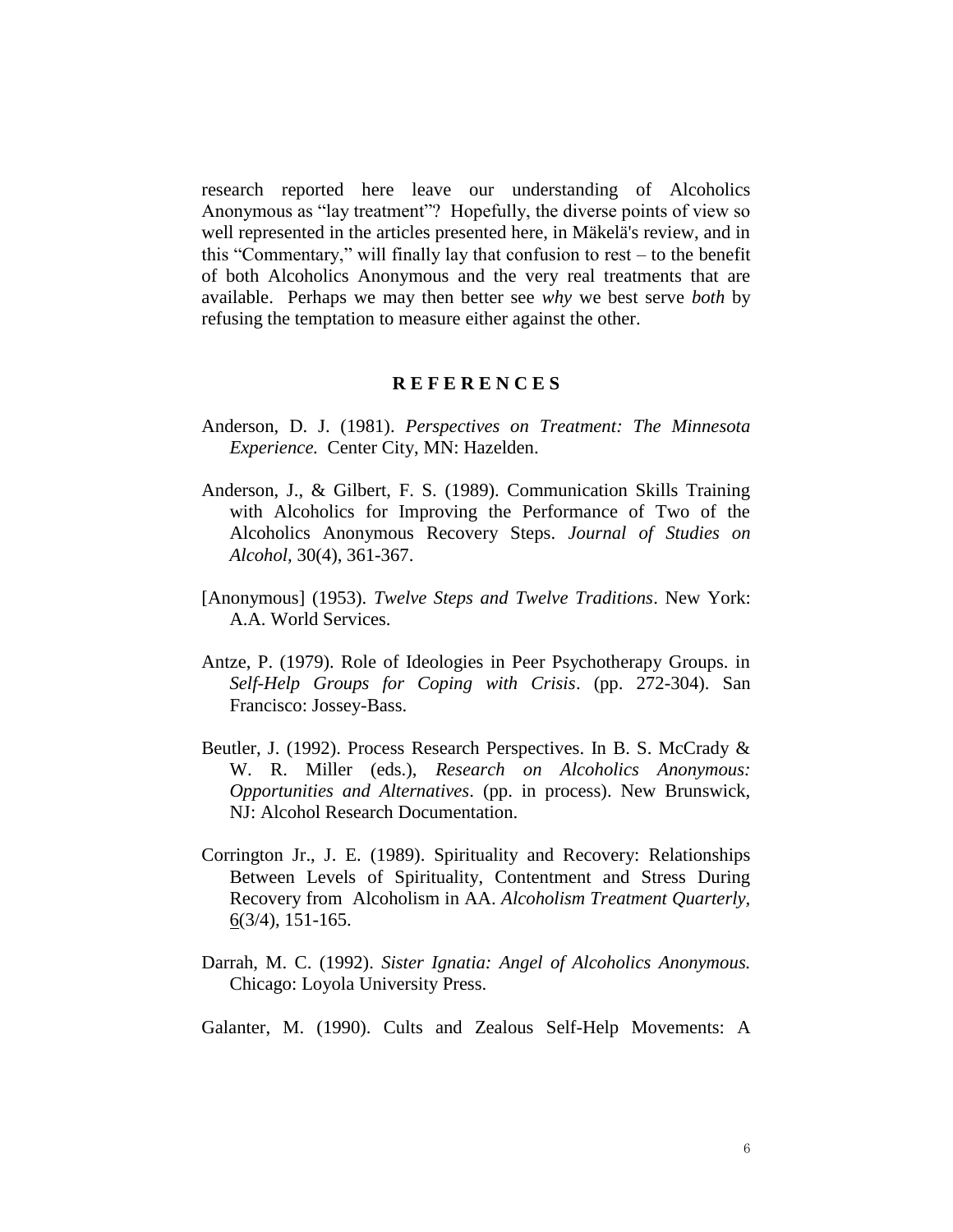research reported here leave our understanding of Alcoholics Anonymous as "lay treatment"? Hopefully, the diverse points of view so well represented in the articles presented here, in Mäkelä's review, and in this "Commentary," will finally lay that confusion to rest – to the benefit of both Alcoholics Anonymous and the very real treatments that are available. Perhaps we may then better see *why* we best serve *both* by refusing the temptation to measure either against the other.

## REFERENCES

Anderson, D. J. (1981). *Perspectives on Treatment: The Minnesota Experience.* Center City, MN: Hazelden.

Anderson, J., & Gilbert, F. S. (1989). Communication Skills Training with Alcoholics for Improving the Performance of Two of the Alcoholics Anonymous Recovery Steps. *Journal of Studies on Alcohol*, 30(4), 361-367.

[Anonymous] (1953). *Twelve Steps and Twelve Traditions*. New York: A.A. World Services.

Antze, P. (1979). Role of Ideologies in Peer Psychotherapy Groups. in *Self-Help Groups for Coping with Crisis*. (pp. 272-304). San Francisco: Jossey-Bass.

Beutler, J. (1992). Process Research Perspectives. In B. S. McCrady & W. R. Miller (eds.), *Research on Alcoholics Anonymous: Opportunities and Alternatives*. (pp. in process). New Brunswick, NJ: Alcohol Research Documentation.

Corrington Jr., J. E. (1989). Spirituality and Recovery: Relationships Between Levels of Spirituality, Contentment and Stress During Recovery from Alcoholism in AA. *Alcoholism Treatment Quarterly*, 6(3/4), 151-165.

Darrah, M. C. (1992). *Sister Ignatia: Angel of Alcoholics Anonymous.* Chicago: Loyola University Press.

Galanter, M. (1990). Cults and Zealous Self-Help Movements: A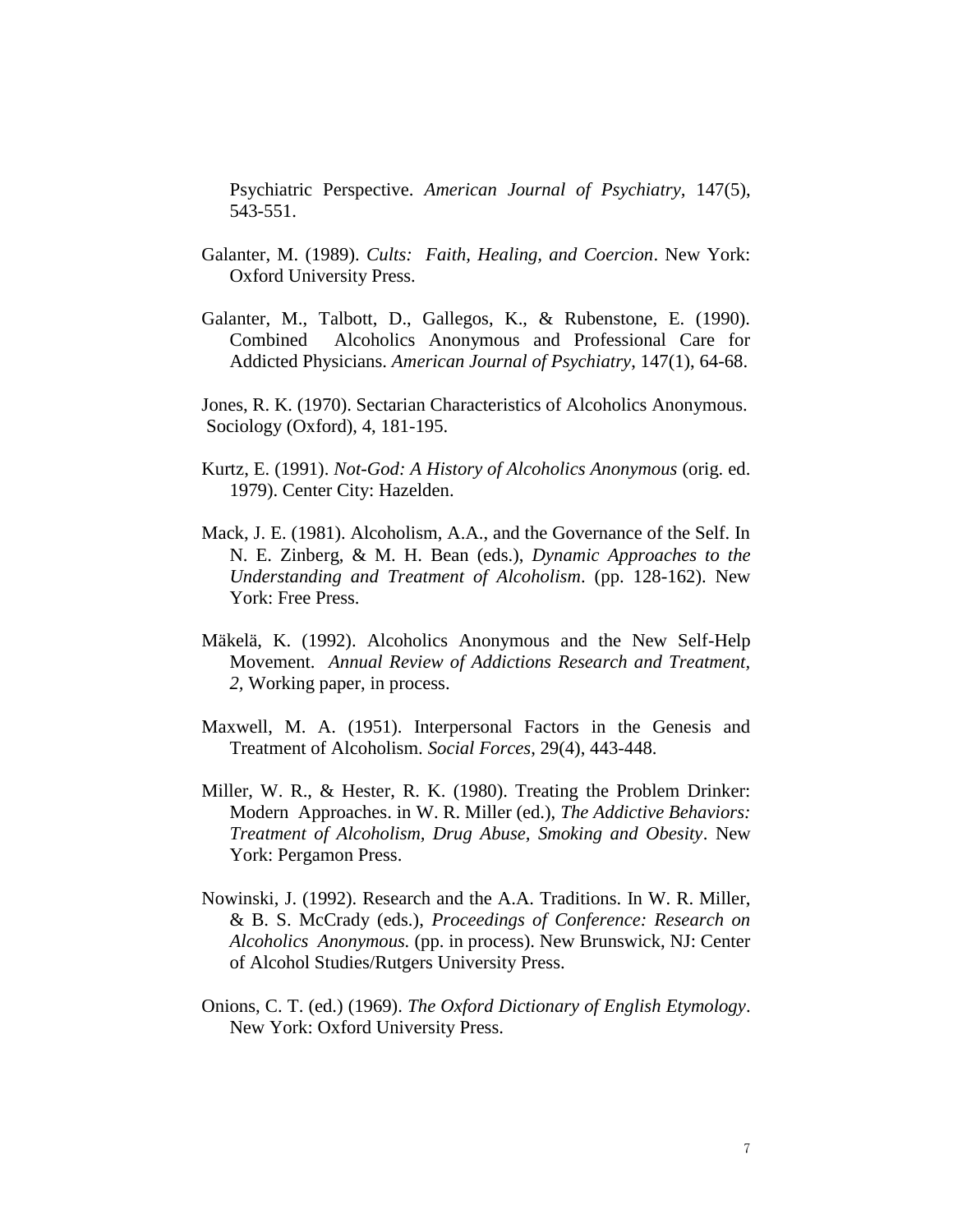Psychiatric Perspective. *American Journal of Psychiatry,* 147(5), 543-551.

Galanter, M. (1989). *Cults: Faith, Healing, and Coercion*. New York: Oxford University Press.

Galanter, M., Talbott, D., Gallegos, K., & Rubenstone, E. (1990). Combined Alcoholics Anonymous and Professional Care for Addicted Physicians. *American Journal of Psychiatry*, 147(1), 64-68.

Jones, R. K. (1970). Sectarian Characteristics of Alcoholics Anonymous. Sociology (Oxford), 4, 181-195.

Kurtz, E. (1991). *Not-God: A History of Alcoholics Anonymous* (orig. ed. 1979). Center City: Hazelden.

Mack, J. E. (1981). Alcoholism, A.A., and the Governance of the Self. In N. E. Zinberg, & M. H. Bean (eds.), *Dynamic Approaches to the Understanding and Treatment of Alcoholism*. (pp. 128-162). New York: Free Press.

Mäkelä, K. (1992). Alcoholics Anonymous and the New Self-Help Movement. *Annual Review of Addictions Research and Treatment, 2,* Working paper, in process.

Maxwell, M. A. (1951). Interpersonal Factors in the Genesis and Treatment of Alcoholism. *Social Forces*, 29(4), 443-448.

Miller, W. R., & Hester, R. K. (1980). Treating the Problem Drinker: Modern Approaches. in W. R. Miller (ed.), *The Addictive Behaviors: Treatment of Alcoholism, Drug Abuse, Smoking and Obesity*. New York: Pergamon Press.

Nowinski, J. (1992). Research and the A.A. Traditions. In W. R. Miller, & B. S. McCrady (eds.), *Proceedings of Conference: Research on Alcoholics Anonymous.* (pp. in process). New Brunswick, NJ: Center of Alcohol Studies/Rutgers University Press.

Onions, C. T. (ed.) (1969). *The Oxford Dictionary of English Etymology*. New York: Oxford University Press.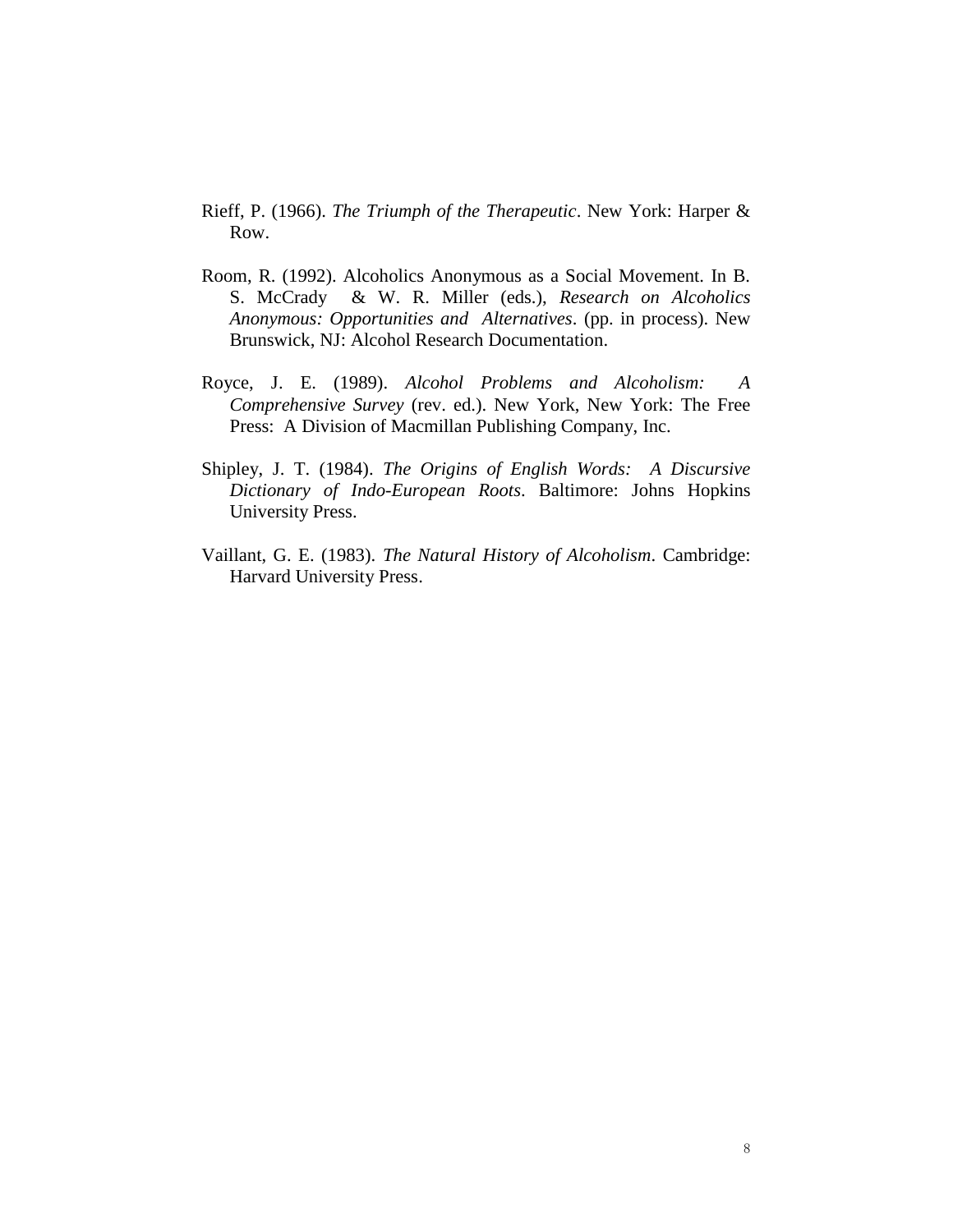Rieff, P. (1966). *The Triumph of the Therapeutic*. New York: Harper & Row.

Room, R. (1992). Alcoholics Anonymous as a Social Movement. In B. S. McCrady & W. R. Miller (eds.), *Research on Alcoholics Anonymous: Opportunities and Alternatives*. (pp. in process). New Brunswick, NJ: Alcohol Research Documentation.

Royce, J. E. (1989). *Alcohol Problems and Alcoholism: A Comprehensive Survey* (rev. ed.). New York, New York: The Free Press: A Division of Macmillan Publishing Company, Inc.

Shipley, J. T. (1984). *The Origins of English Words: A Discursive Dictionary of Indo-European Roots*. Baltimore: Johns Hopkins University Press.

Vaillant, G. E. (1983). *The Natural History of Alcoholism*. Cambridge: Harvard University Press.